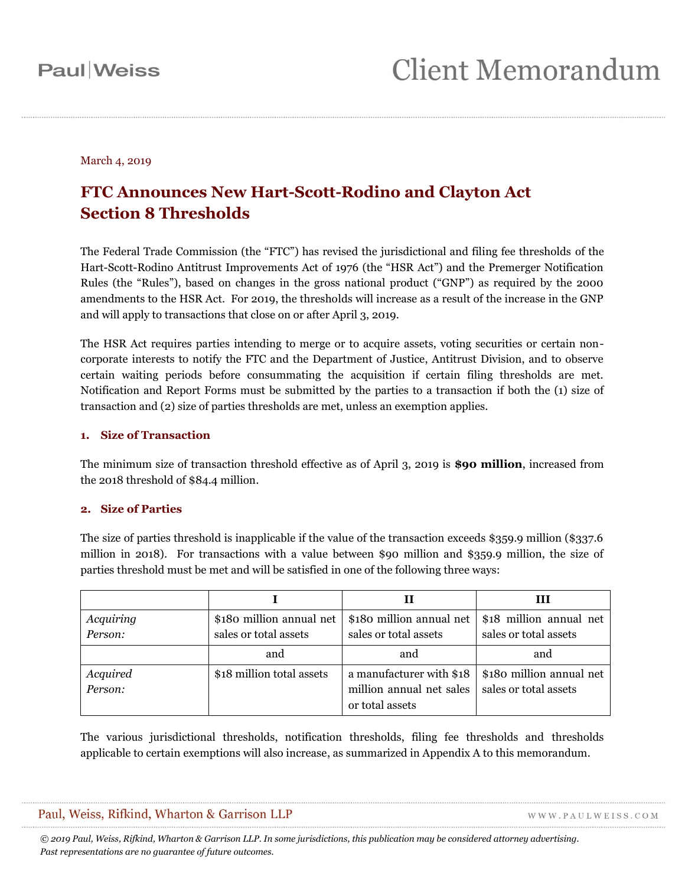Paul|Weiss

# Client Memorandum

March 4, 2019

## FTC Announces New Hart-Scott-Rodino and Clayton Act Section 8 Thresholds

The Federal Trade Commission (the "FTC") has revised the jurisdictional and filing fee thresholds of the Hart-Scott-Rodino Antitrust Improvements Act of 1976 (the "HSR Act") and the Premerger Notification Rules (the "Rules"), based on changes in the gross national product ("GNP") as required by the 2000 amendments to the HSR Act. For 2019, the thresholds will increase as a result of the increase in the GNP and will apply to transactions that close on or after April 3, 2019.

The HSR Act requires parties intending to merge or to acquire assets, voting securities or certain non-corporate interests to notify the FTC and the Department of Justice, Antitrust Division, and to observe certain waiting periods before consummating the acquisition if certain filing thresholds are met. Notification and Report Forms must be submitted by the parties to a transaction if both the (1) size of transaction and (2) size of parties thresholds are met, unless an exemption applies.

### 1. Size of Transaction

The minimum size of transaction threshold effective as of April 3, 2019 is **$90 million**, increased from the 2018 threshold of $84.4 million.

### 2. Size of Parties

The size of parties threshold is inapplicable if the value of the transaction exceeds $359.9 million ($337.6 million in 2018). For transactions with a value between $90 million and $359.9 million, the size of parties threshold must be met and will be satisfied in one of the following three ways:

| | I | II | III |
|---|---|---|---|
| *Acquiring Person:* | $180 million annual net sales or total assets | $180 million annual net sales or total assets | $18 million annual net sales or total assets |
| | and | and | and |
| *Acquired Person:* | $18 million total assets | a manufacturer with $18 million annual net sales or total assets | $180 million annual net sales or total assets |

The various jurisdictional thresholds, notification thresholds, filing fee thresholds and thresholds applicable to certain exemptions will also increase, as summarized in Appendix A to this memorandum.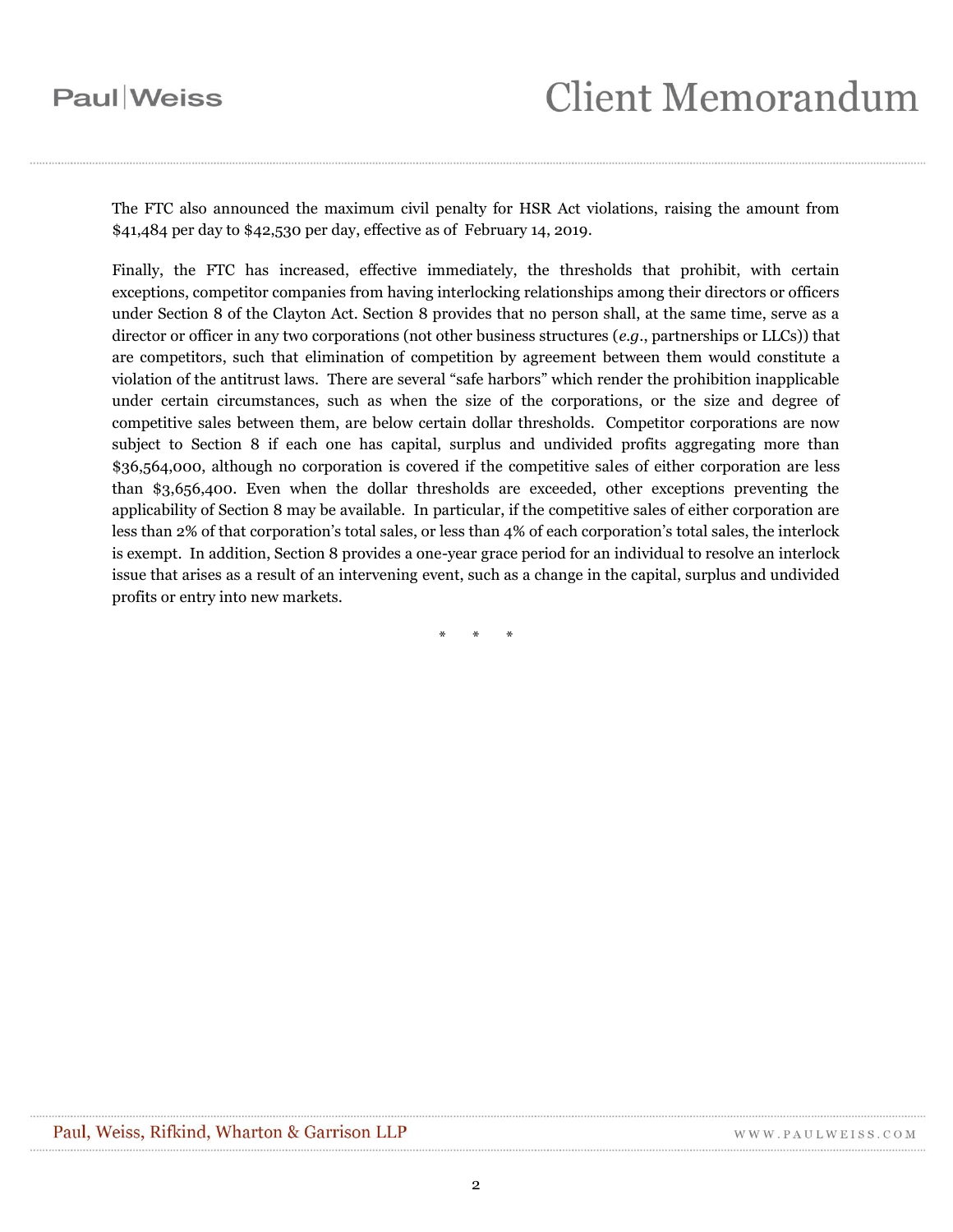The FTC also announced the maximum civil penalty for HSR Act violations, raising the amount from $41,484 per day to $42,530 per day, effective as of February 14, 2019.

Finally, the FTC has increased, effective immediately, the thresholds that prohibit, with certain exceptions, competitor companies from having interlocking relationships among their directors or officers under Section 8 of the Clayton Act. Section 8 provides that no person shall, at the same time, serve as a director or officer in any two corporations (not other business structures (*e.g.*, partnerships or LLCs)) that are competitors, such that elimination of competition by agreement between them would constitute a violation of the antitrust laws. There are several "safe harbors" which render the prohibition inapplicable under certain circumstances, such as when the size of the corporations, or the size and degree of competitive sales between them, are below certain dollar thresholds. Competitor corporations are now subject to Section 8 if each one has capital, surplus and undivided profits aggregating more than $36,564,000, although no corporation is covered if the competitive sales of either corporation are less than $3,656,400. Even when the dollar thresholds are exceeded, other exceptions preventing the applicability of Section 8 may be available. In particular, if the competitive sales of either corporation are less than 2% of that corporation's total sales, or less than 4% of each corporation's total sales, the interlock is exempt. In addition, Section 8 provides a one-year grace period for an individual to resolve an interlock issue that arises as a result of an intervening event, such as a change in the capital, surplus and undivided profits or entry into new markets.

\* \* \*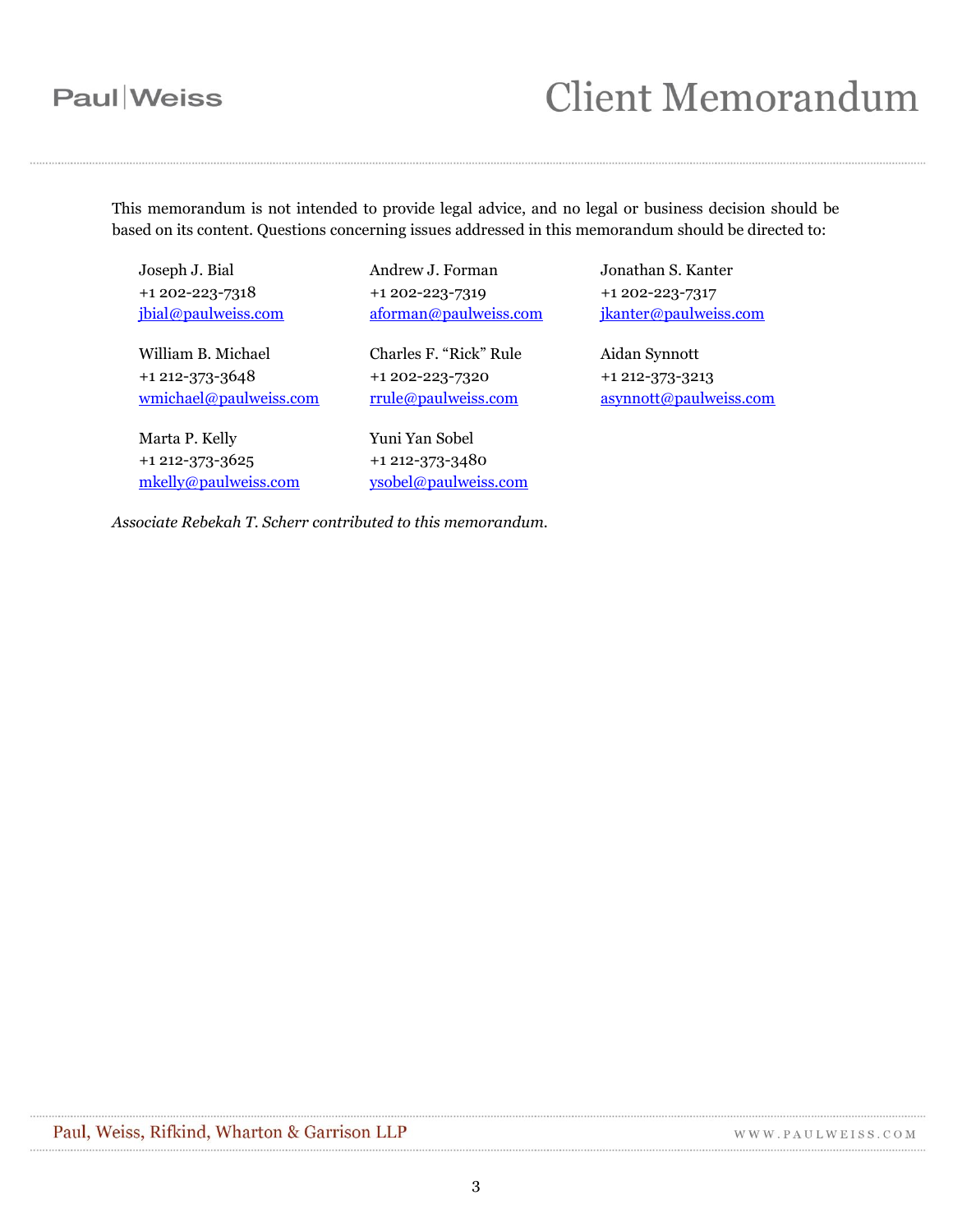This memorandum is not intended to provide legal advice, and no legal or business decision should be based on its content. Questions concerning issues addressed in this memorandum should be directed to:

Joseph J. Bial
+1 202-223-7318
jbial@paulweiss.com

Andrew J. Forman
+1 202-223-7319
aforman@paulweiss.com

Jonathan S. Kanter
+1 202-223-7317
jkanter@paulweiss.com

William B. Michael
+1 212-373-3648
wmichael@paulweiss.com

Charles F. "Rick" Rule
+1 202-223-7320
rrule@paulweiss.com

Aidan Synnott
+1 212-373-3213
asynnott@paulweiss.com

Marta P. Kelly
+1 212-373-3625
mkelly@paulweiss.com

Yuni Yan Sobel
+1 212-373-3480
ysobel@paulweiss.com

*Associate Rebekah T. Scherr contributed to this memorandum.*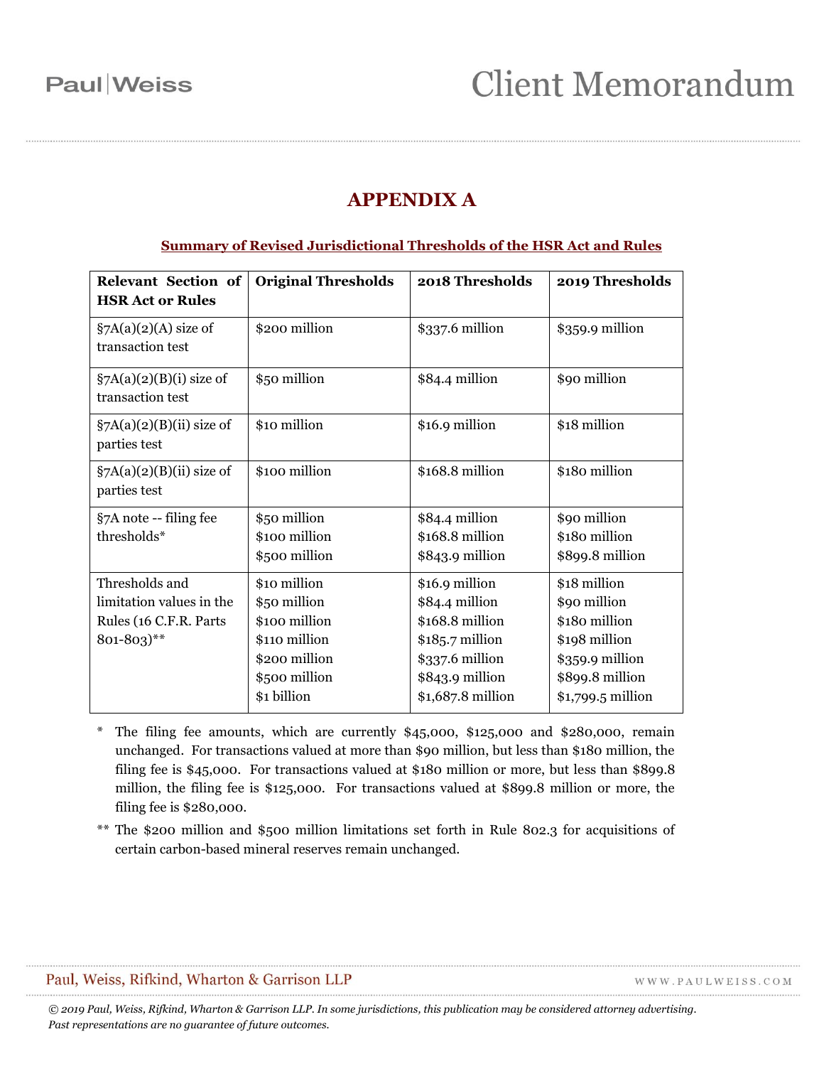# APPENDIX A

## Summary of Revised Jurisdictional Thresholds of the HSR Act and Rules

| Relevant Section of HSR Act or Rules | Original Thresholds | 2018 Thresholds | 2019 Thresholds |
|---|---|---|---|
| §7A(a)(2)(A) size of transaction test | $200 million | $337.6 million | $359.9 million |
| §7A(a)(2)(B)(i) size of transaction test | $50 million | $84.4 million | $90 million |
| §7A(a)(2)(B)(ii) size of parties test | $10 million | $16.9 million | $18 million |
| §7A(a)(2)(B)(ii) size of parties test | $100 million | $168.8 million | $180 million |
| §7A note -- filing fee thresholds* | $50 million<br>$100 million<br>$500 million | $84.4 million<br>$168.8 million<br>$843.9 million | $90 million<br>$180 million<br>$899.8 million |
| Thresholds and limitation values in the Rules (16 C.F.R. Parts 801-803)** | $10 million<br>$50 million<br>$100 million<br>$110 million<br>$200 million<br>$500 million<br>$1 billion | $16.9 million<br>$84.4 million<br>$168.8 million<br>$185.7 million<br>$337.6 million<br>$843.9 million<br>$1,687.8 million | $18 million<br>$90 million<br>$180 million<br>$198 million<br>$359.9 million<br>$899.8 million<br>$1,799.5 million |

\* The filing fee amounts, which are currently $45,000, $125,000 and $280,000, remain unchanged. For transactions valued at more than $90 million, but less than $180 million, the filing fee is $45,000. For transactions valued at $180 million or more, but less than $899.8 million, the filing fee is $125,000. For transactions valued at $899.8 million or more, the filing fee is $280,000.

\*\* The $200 million and $500 million limitations set forth in Rule 802.3 for acquisitions of certain carbon-based mineral reserves remain unchanged.